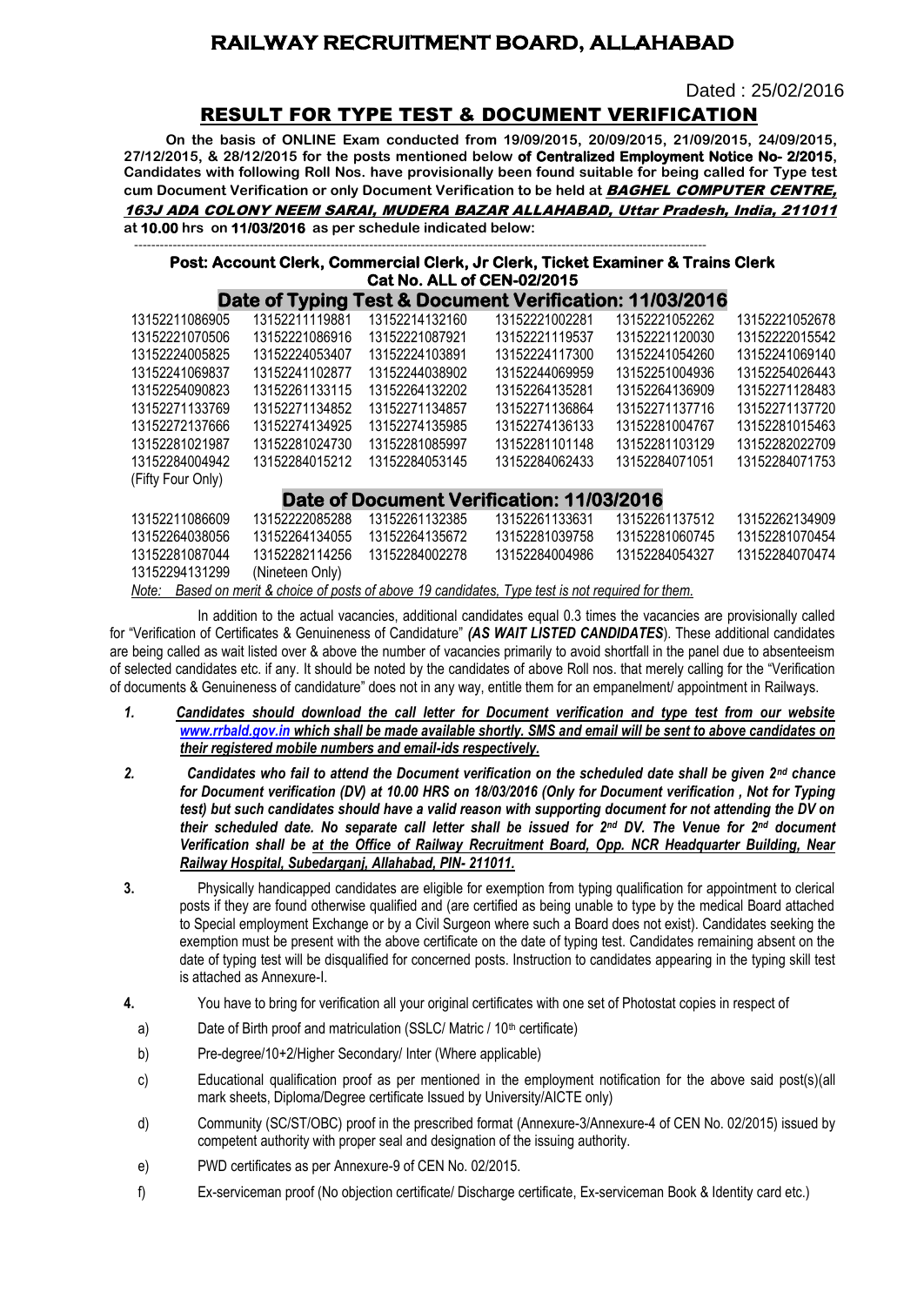# RAILWAY RECRUITMENT BOARD, ALLAHABAD

Dated : 25/02/2016

## RESULT FOR TYPE TEST & DOCUMENT VERIFICATION

**On the basis of ONLINE Exam conducted from 19/09/2015, 20/09/2015, 21/09/2015, 24/09/2015, 27/12/2015, & 28/12/2015 for the posts mentioned below of Centralized Employment Notice No- 2/2015, Candidates with following Roll Nos. have provisionally been found suitable for being called for Type test cum Document Verification or only Document Verification to be held at *BAGHEL COMPUTER CENTRE, 163J ADA COLONY NEEM SARAI, MUDERA BAZAR ALLAHABAD, Uttar Pradesh, India, 211011* at 10.00 hrs on 11/03/2016 as per schedule indicated below:**

---

### Post: Account Clerk, Commercial Clerk, Jr Clerk, Ticket Examiner & Trains Clerk
### Cat No. ALL of CEN-02/2015

### Date of Typing Test & Document Verification: 11/03/2016

| | | | | | |
|---|---|---|---|---|---|
| 13152211086905 | 13152211119881 | 13152214132160 | 13152221002281 | 13152221052262 | 13152221052678 |
| 13152221070506 | 13152221086916 | 13152221087921 | 13152221119537 | 13152221120030 | 13152222015542 |
| 13152224005825 | 13152224053407 | 13152224103891 | 13152224117300 | 13152241054260 | 13152241069140 |
| 13152241069837 | 13152241102877 | 13152244038902 | 13152244069959 | 13152251004936 | 13152254026443 |
| 13152254090823 | 13152261133115 | 13152264132202 | 13152264135281 | 13152264136909 | 13152271128483 |
| 13152271133769 | 13152271134852 | 13152271134857 | 13152271136864 | 13152271137716 | 13152271137720 |
| 13152272137666 | 13152274134925 | 13152274135985 | 13152274136133 | 13152281004767 | 13152281015463 |
| 13152281021987 | 13152281024730 | 13152281085997 | 13152281101148 | 13152281103129 | 13152282022709 |
| 13152284004942 | 13152284015212 | 13152284053145 | 13152284062433 | 13152284071051 | 13152284071753 |

(Fifty Four Only)

### Date of Document Verification: 11/03/2016

| | | | | | |
|---|---|---|---|---|---|
| 13152211086609 | 13152222085288 | 13152261132385 | 13152261133631 | 13152261137512 | 13152262134909 |
| 13152264038056 | 13152264134055 | 13152264135672 | 13152281039758 | 13152281060745 | 13152281070454 |
| 13152281087044 | 13152282114256 | 13152284002278 | 13152284004986 | 13152284054327 | 13152284070474 |
| 13152294131299 | (Nineteen Only) | | | | |

*Note: Based on merit & choice of posts of above 19 candidates, Type test is not required for them.*

In addition to the actual vacancies, additional candidates equal 0.3 times the vacancies are provisionally called for "Verification of Certificates & Genuineness of Candidature" ***(AS WAIT LISTED CANDIDATES)***. These additional candidates are being called as wait listed over & above the number of vacancies primarily to avoid shortfall in the panel due to absenteeism of selected candidates etc. if any. It should be noted by the candidates of above Roll nos. that merely calling for the "Verification of documents & Genuineness of candidature" does not in any way, entitle them for an empanelment/ appointment in Railways.

1. ***Candidates should download the call letter for Document verification and type test from our website www.rrbald.gov.in which shall be made available shortly. SMS and email will be sent to above candidates on their registered mobile numbers and email-ids respectively.***

2. ***Candidates who fail to attend the Document verification on the scheduled date shall be given 2nd chance for Document verification (DV) at 10.00 HRS on 18/03/2016 (Only for Document verification , Not for Typing test) but such candidates should have a valid reason with supporting document for not attending the DV on their scheduled date. No separate call letter shall be issued for 2nd DV. The Venue for 2nd document Verification shall be at the Office of Railway Recruitment Board, Opp. NCR Headquarter Building, Near Railway Hospital, Subedarganj, Allahabad, PIN- 211011.***

3. Physically handicapped candidates are eligible for exemption from typing qualification for appointment to clerical posts if they are found otherwise qualified and (are certified as being unable to type by the medical Board attached to Special employment Exchange or by a Civil Surgeon where such a Board does not exist). Candidates seeking the exemption must be present with the above certificate on the date of typing test. Candidates remaining absent on the date of typing test will be disqualified for concerned posts. Instruction to candidates appearing in the typing skill test is attached as Annexure-I.

4. You have to bring for verification all your original certificates with one set of Photostat copies in respect of

   a) Date of Birth proof and matriculation (SSLC/ Matric / 10th certificate)

   b) Pre-degree/10+2/Higher Secondary/ Inter (Where applicable)

   c) Educational qualification proof as per mentioned in the employment notification for the above said post(s)(all mark sheets, Diploma/Degree certificate Issued by University/AICTE only)

   d) Community (SC/ST/OBC) proof in the prescribed format (Annexure-3/Annexure-4 of CEN No. 02/2015) issued by competent authority with proper seal and designation of the issuing authority.

   e) PWD certificates as per Annexure-9 of CEN No. 02/2015.

   f) Ex-serviceman proof (No objection certificate/ Discharge certificate, Ex-serviceman Book & Identity card etc.)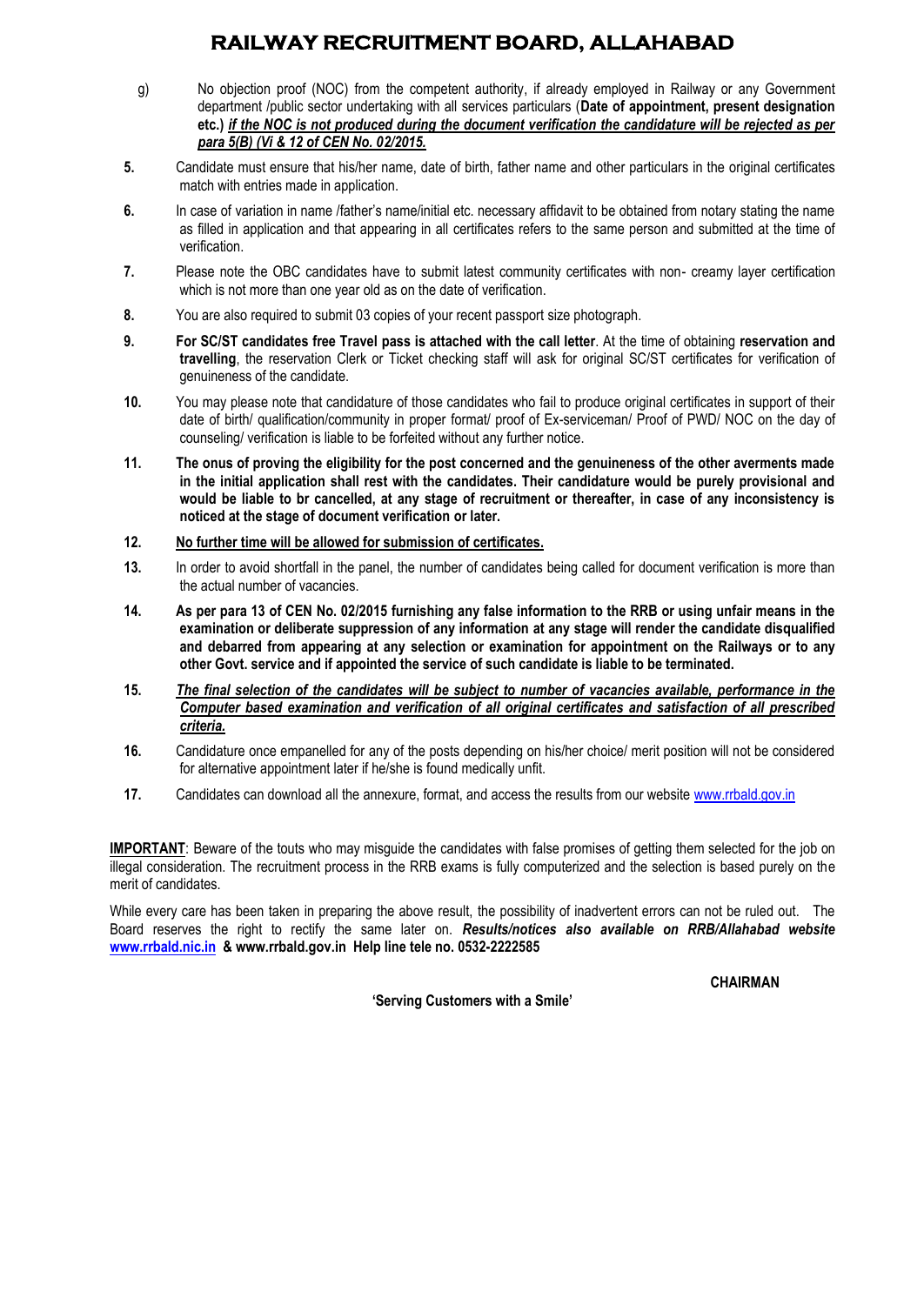# RAILWAY RECRUITMENT BOARD, ALLAHABAD

g) No objection proof (NOC) from the competent authority, if already employed in Railway or any Government department /public sector undertaking with all services particulars (**Date of appointment, present designation etc.)** ***if the NOC is not produced during the document verification the candidature will be rejected as per para 5(B) (Vi & 12 of CEN No. 02/2015.***

**5.** Candidate must ensure that his/her name, date of birth, father name and other particulars in the original certificates match with entries made in application.

**6.** In case of variation in name /father's name/initial etc. necessary affidavit to be obtained from notary stating the name as filled in application and that appearing in all certificates refers to the same person and submitted at the time of verification.

**7.** Please note the OBC candidates have to submit latest community certificates with non- creamy layer certification which is not more than one year old as on the date of verification.

**8.** You are also required to submit 03 copies of your recent passport size photograph.

**9.** **For SC/ST candidates free Travel pass is attached with the call letter**. At the time of obtaining **reservation and travelling**, the reservation Clerk or Ticket checking staff will ask for original SC/ST certificates for verification of genuineness of the candidate.

**10.** You may please note that candidature of those candidates who fail to produce original certificates in support of their date of birth/ qualification/community in proper format/ proof of Ex-serviceman/ Proof of PWD/ NOC on the day of counseling/ verification is liable to be forfeited without any further notice.

**11.** **The onus of proving the eligibility for the post concerned and the genuineness of the other averments made in the initial application shall rest with the candidates. Their candidature would be purely provisional and would be liable to br cancelled, at any stage of recruitment or thereafter, in case of any inconsistency is noticed at the stage of document verification or later.**

**12.** **No further time will be allowed for submission of certificates.**

**13.** In order to avoid shortfall in the panel, the number of candidates being called for document verification is more than the actual number of vacancies.

**14.** **As per para 13 of CEN No. 02/2015 furnishing any false information to the RRB or using unfair means in the examination or deliberate suppression of any information at any stage will render the candidate disqualified and debarred from appearing at any selection or examination for appointment on the Railways or to any other Govt. service and if appointed the service of such candidate is liable to be terminated.**

**15.** ***The final selection of the candidates will be subject to number of vacancies available, performance in the Computer based examination and verification of all original certificates and satisfaction of all prescribed criteria.***

**16.** Candidature once empanelled for any of the posts depending on his/her choice/ merit position will not be considered for alternative appointment later if he/she is found medically unfit.

**17.** Candidates can download all the annexure, format, and access the results from our website www.rrbald.gov.in

**IMPORTANT**: Beware of the touts who may misguide the candidates with false promises of getting them selected for the job on illegal consideration. The recruitment process in the RRB exams is fully computerized and the selection is based purely on the merit of candidates.

While every care has been taken in preparing the above result, the possibility of inadvertent errors can not be ruled out. The Board reserves the right to rectify the same later on. ***Results/notices also available on RRB/Allahabad website*** **www.rrbald.nic.in & www.rrbald.gov.in Help line tele no. 0532-2222585**

**CHAIRMAN**

**'Serving Customers with a Smile'**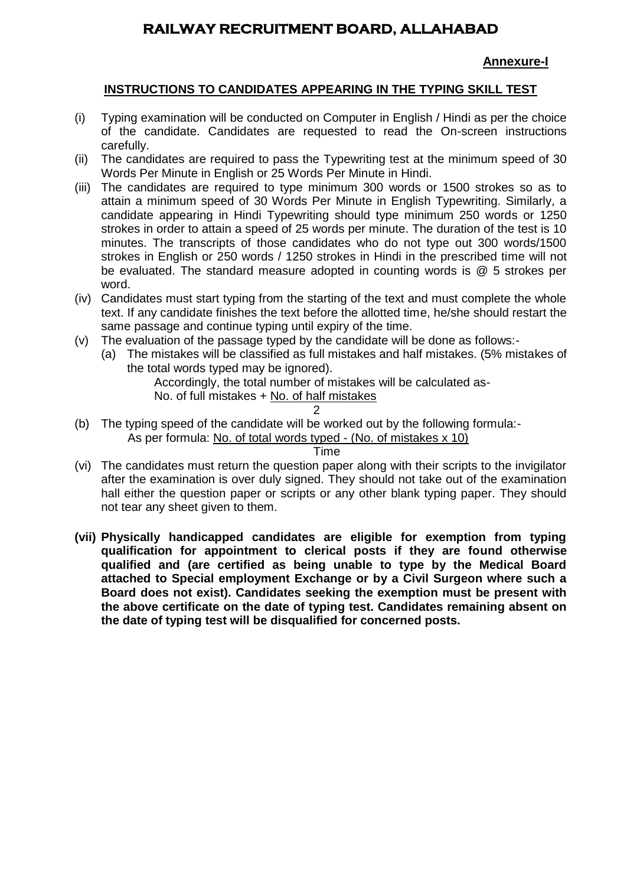# RAILWAY RECRUITMENT BOARD, ALLAHABAD

**Annexure-I**

## INSTRUCTIONS TO CANDIDATES APPEARING IN THE TYPING SKILL TEST

(i) Typing examination will be conducted on Computer in English / Hindi as per the choice of the candidate. Candidates are requested to read the On-screen instructions carefully.

(ii) The candidates are required to pass the Typewriting test at the minimum speed of 30 Words Per Minute in English or 25 Words Per Minute in Hindi.

(iii) The candidates are required to type minimum 300 words or 1500 strokes so as to attain a minimum speed of 30 Words Per Minute in English Typewriting. Similarly, a candidate appearing in Hindi Typewriting should type minimum 250 words or 1250 strokes in order to attain a speed of 25 words per minute. The duration of the test is 10 minutes. The transcripts of those candidates who do not type out 300 words/1500 strokes in English or 250 words / 1250 strokes in Hindi in the prescribed time will not be evaluated. The standard measure adopted in counting words is @ 5 strokes per word.

(iv) Candidates must start typing from the starting of the text and must complete the whole text. If any candidate finishes the text before the allotted time, he/she should restart the same passage and continue typing until expiry of the time.

(v) The evaluation of the passage typed by the candidate will be done as follows:-

(a) The mistakes will be classified as full mistakes and half mistakes. (5% mistakes of the total words typed may be ignored).

Accordingly, the total number of mistakes will be calculated as-

$$\text{No. of full mistakes} + \frac{\text{No. of half mistakes}}{2}$$

(b) The typing speed of the candidate will be worked out by the following formula:-

As per formula: $$\frac{\text{No. of total words typed} - (\text{No. of mistakes} \times 10)}{\text{Time}}$$

(vi) The candidates must return the question paper along with their scripts to the invigilator after the examination is over duly signed. They should not take out of the examination hall either the question paper or scripts or any other blank typing paper. They should not tear any sheet given to them.

**(vii) Physically handicapped candidates are eligible for exemption from typing qualification for appointment to clerical posts if they are found otherwise qualified and (are certified as being unable to type by the Medical Board attached to Special employment Exchange or by a Civil Surgeon where such a Board does not exist). Candidates seeking the exemption must be present with the above certificate on the date of typing test. Candidates remaining absent on the date of typing test will be disqualified for concerned posts.**